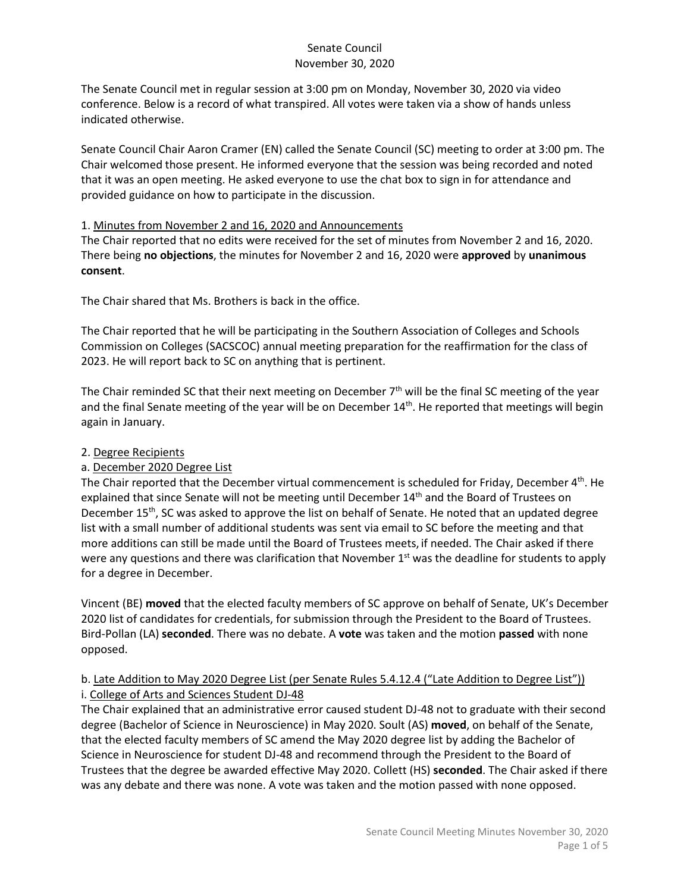# Senate Council
November 30, 2020

The Senate Council met in regular session at 3:00 pm on Monday, November 30, 2020 via video conference. Below is a record of what transpired. All votes were taken via a show of hands unless indicated otherwise.

Senate Council Chair Aaron Cramer (EN) called the Senate Council (SC) meeting to order at 3:00 pm. The Chair welcomed those present. He informed everyone that the session was being recorded and noted that it was an open meeting. He asked everyone to use the chat box to sign in for attendance and provided guidance on how to participate in the discussion.

1. Minutes from November 2 and 16, 2020 and Announcements

The Chair reported that no edits were received for the set of minutes from November 2 and 16, 2020. There being **no objections**, the minutes for November 2 and 16, 2020 were **approved** by **unanimous consent**.

The Chair shared that Ms. Brothers is back in the office.

The Chair reported that he will be participating in the Southern Association of Colleges and Schools Commission on Colleges (SACSCOC) annual meeting preparation for the reaffirmation for the class of 2023. He will report back to SC on anything that is pertinent.

The Chair reminded SC that their next meeting on December 7th will be the final SC meeting of the year and the final Senate meeting of the year will be on December 14th. He reported that meetings will begin again in January.

2. Degree Recipients

a. December 2020 Degree List

The Chair reported that the December virtual commencement is scheduled for Friday, December 4th. He explained that since Senate will not be meeting until December 14th and the Board of Trustees on December 15th, SC was asked to approve the list on behalf of Senate. He noted that an updated degree list with a small number of additional students was sent via email to SC before the meeting and that more additions can still be made until the Board of Trustees meets, if needed. The Chair asked if there were any questions and there was clarification that November 1st was the deadline for students to apply for a degree in December.

Vincent (BE) **moved** that the elected faculty members of SC approve on behalf of Senate, UK's December 2020 list of candidates for credentials, for submission through the President to the Board of Trustees. Bird-Pollan (LA) **seconded**. There was no debate. A **vote** was taken and the motion **passed** with none opposed.

b. Late Addition to May 2020 Degree List (per Senate Rules 5.4.12.4 ("Late Addition to Degree List"))

i. College of Arts and Sciences Student DJ-48

The Chair explained that an administrative error caused student DJ-48 not to graduate with their second degree (Bachelor of Science in Neuroscience) in May 2020. Soult (AS) **moved**, on behalf of the Senate, that the elected faculty members of SC amend the May 2020 degree list by adding the Bachelor of Science in Neuroscience for student DJ-48 and recommend through the President to the Board of Trustees that the degree be awarded effective May 2020. Collett (HS) **seconded**. The Chair asked if there was any debate and there was none. A vote was taken and the motion passed with none opposed.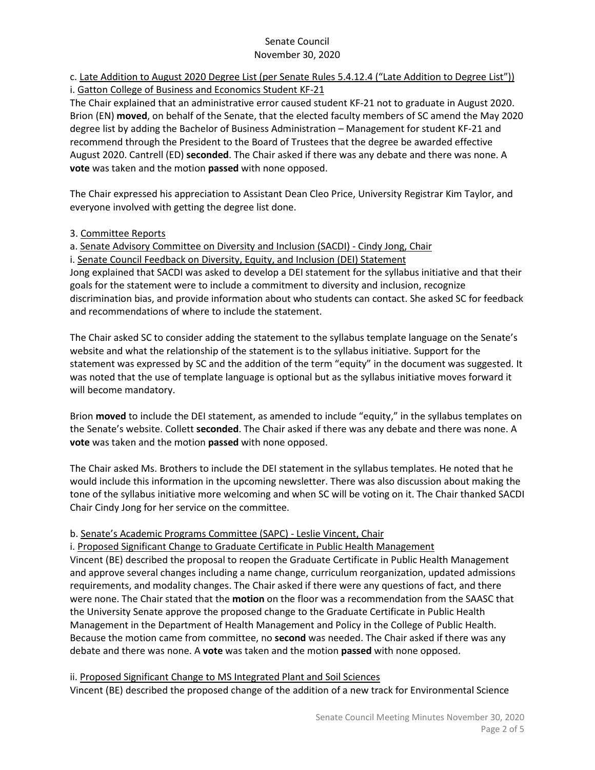c. Late Addition to August 2020 Degree List (per Senate Rules 5.4.12.4 ("Late Addition to Degree List"))

i. Gatton College of Business and Economics Student KF-21

The Chair explained that an administrative error caused student KF-21 not to graduate in August 2020. Brion (EN) **moved**, on behalf of the Senate, that the elected faculty members of SC amend the May 2020 degree list by adding the Bachelor of Business Administration – Management for student KF-21 and recommend through the President to the Board of Trustees that the degree be awarded effective August 2020. Cantrell (ED) **seconded**. The Chair asked if there was any debate and there was none. A **vote** was taken and the motion **passed** with none opposed.

The Chair expressed his appreciation to Assistant Dean Cleo Price, University Registrar Kim Taylor, and everyone involved with getting the degree list done.

3. Committee Reports

a. Senate Advisory Committee on Diversity and Inclusion (SACDI) - Cindy Jong, Chair

i. Senate Council Feedback on Diversity, Equity, and Inclusion (DEI) Statement

Jong explained that SACDI was asked to develop a DEI statement for the syllabus initiative and that their goals for the statement were to include a commitment to diversity and inclusion, recognize discrimination bias, and provide information about who students can contact. She asked SC for feedback and recommendations of where to include the statement.

The Chair asked SC to consider adding the statement to the syllabus template language on the Senate's website and what the relationship of the statement is to the syllabus initiative. Support for the statement was expressed by SC and the addition of the term "equity" in the document was suggested. It was noted that the use of template language is optional but as the syllabus initiative moves forward it will become mandatory.

Brion **moved** to include the DEI statement, as amended to include "equity," in the syllabus templates on the Senate's website. Collett **seconded**. The Chair asked if there was any debate and there was none. A **vote** was taken and the motion **passed** with none opposed.

The Chair asked Ms. Brothers to include the DEI statement in the syllabus templates. He noted that he would include this information in the upcoming newsletter. There was also discussion about making the tone of the syllabus initiative more welcoming and when SC will be voting on it. The Chair thanked SACDI Chair Cindy Jong for her service on the committee.

b. Senate's Academic Programs Committee (SAPC) - Leslie Vincent, Chair

i. Proposed Significant Change to Graduate Certificate in Public Health Management

Vincent (BE) described the proposal to reopen the Graduate Certificate in Public Health Management and approve several changes including a name change, curriculum reorganization, updated admissions requirements, and modality changes. The Chair asked if there were any questions of fact, and there were none. The Chair stated that the **motion** on the floor was a recommendation from the SAASC that the University Senate approve the proposed change to the Graduate Certificate in Public Health Management in the Department of Health Management and Policy in the College of Public Health. Because the motion came from committee, no **second** was needed. The Chair asked if there was any debate and there was none. A **vote** was taken and the motion **passed** with none opposed.

ii. Proposed Significant Change to MS Integrated Plant and Soil Sciences

Vincent (BE) described the proposed change of the addition of a new track for Environmental Science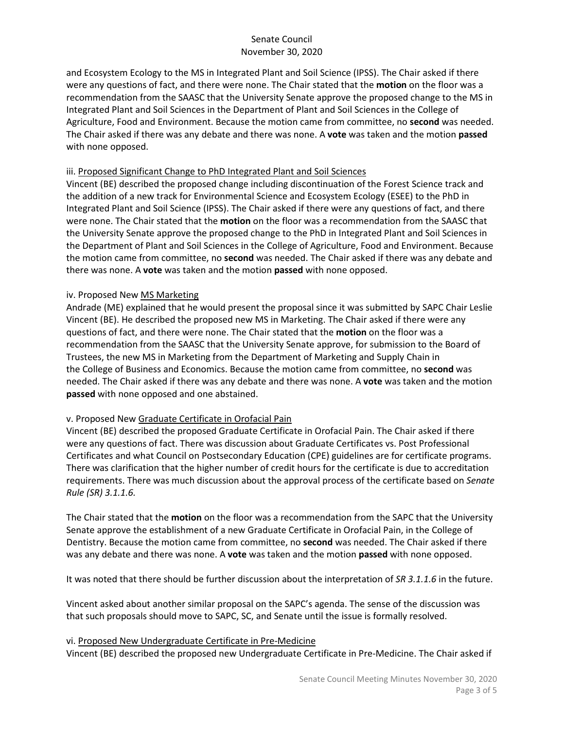and Ecosystem Ecology to the MS in Integrated Plant and Soil Science (IPSS). The Chair asked if there were any questions of fact, and there were none. The Chair stated that the **motion** on the floor was a recommendation from the SAASC that the University Senate approve the proposed change to the MS in Integrated Plant and Soil Sciences in the Department of Plant and Soil Sciences in the College of Agriculture, Food and Environment. Because the motion came from committee, no **second** was needed. The Chair asked if there was any debate and there was none. A **vote** was taken and the motion **passed** with none opposed.

iii. Proposed Significant Change to PhD Integrated Plant and Soil Sciences

Vincent (BE) described the proposed change including discontinuation of the Forest Science track and the addition of a new track for Environmental Science and Ecosystem Ecology (ESEE) to the PhD in Integrated Plant and Soil Science (IPSS). The Chair asked if there were any questions of fact, and there were none. The Chair stated that the **motion** on the floor was a recommendation from the SAASC that the University Senate approve the proposed change to the PhD in Integrated Plant and Soil Sciences in the Department of Plant and Soil Sciences in the College of Agriculture, Food and Environment. Because the motion came from committee, no **second** was needed. The Chair asked if there was any debate and there was none. A **vote** was taken and the motion **passed** with none opposed.

iv. Proposed New MS Marketing

Andrade (ME) explained that he would present the proposal since it was submitted by SAPC Chair Leslie Vincent (BE). He described the proposed new MS in Marketing. The Chair asked if there were any questions of fact, and there were none. The Chair stated that the **motion** on the floor was a recommendation from the SAASC that the University Senate approve, for submission to the Board of Trustees, the new MS in Marketing from the Department of Marketing and Supply Chain in the College of Business and Economics. Because the motion came from committee, no **second** was needed. The Chair asked if there was any debate and there was none. A **vote** was taken and the motion **passed** with none opposed and one abstained.

v. Proposed New Graduate Certificate in Orofacial Pain

Vincent (BE) described the proposed Graduate Certificate in Orofacial Pain. The Chair asked if there were any questions of fact. There was discussion about Graduate Certificates vs. Post Professional Certificates and what Council on Postsecondary Education (CPE) guidelines are for certificate programs. There was clarification that the higher number of credit hours for the certificate is due to accreditation requirements. There was much discussion about the approval process of the certificate based on *Senate Rule (SR) 3.1.1.6.*

The Chair stated that the **motion** on the floor was a recommendation from the SAPC that the University Senate approve the establishment of a new Graduate Certificate in Orofacial Pain, in the College of Dentistry. Because the motion came from committee, no **second** was needed. The Chair asked if there was any debate and there was none. A **vote** was taken and the motion **passed** with none opposed.

It was noted that there should be further discussion about the interpretation of *SR 3.1.1.6* in the future.

Vincent asked about another similar proposal on the SAPC's agenda. The sense of the discussion was that such proposals should move to SAPC, SC, and Senate until the issue is formally resolved.

vi. Proposed New Undergraduate Certificate in Pre-Medicine

Vincent (BE) described the proposed new Undergraduate Certificate in Pre-Medicine. The Chair asked if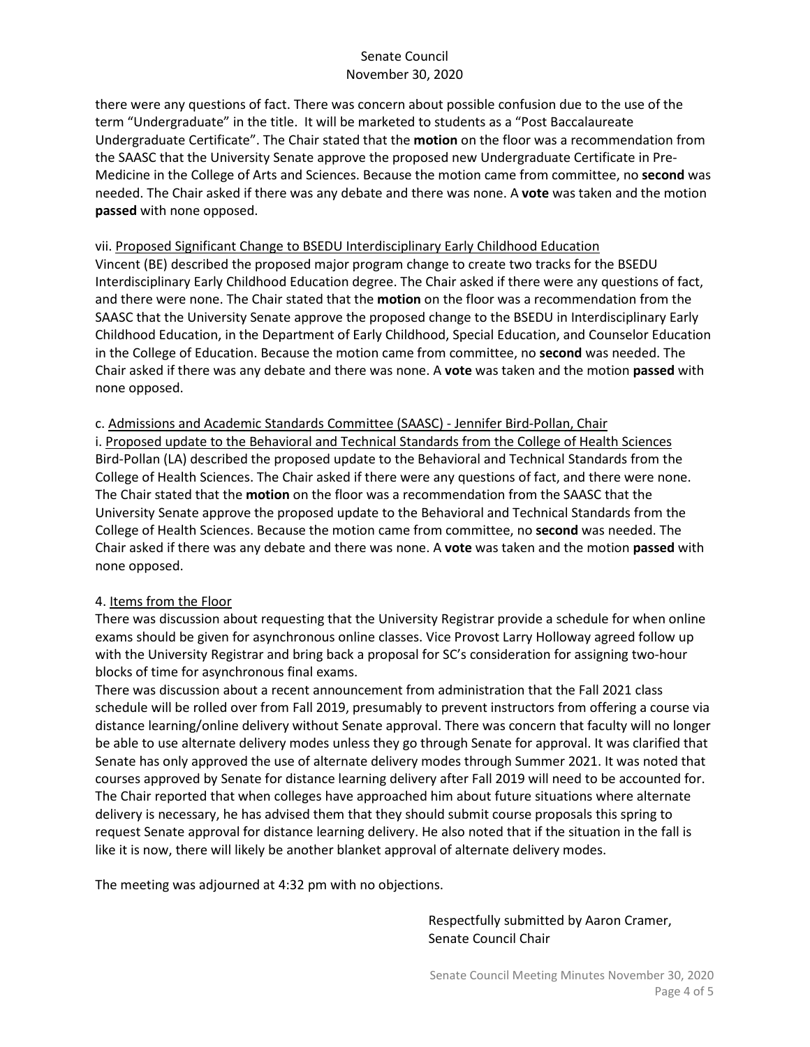there were any questions of fact. There was concern about possible confusion due to the use of the term "Undergraduate" in the title. It will be marketed to students as a "Post Baccalaureate Undergraduate Certificate". The Chair stated that the **motion** on the floor was a recommendation from the SAASC that the University Senate approve the proposed new Undergraduate Certificate in Pre-Medicine in the College of Arts and Sciences. Because the motion came from committee, no **second** was needed. The Chair asked if there was any debate and there was none. A **vote** was taken and the motion **passed** with none opposed.

vii. Proposed Significant Change to BSEDU Interdisciplinary Early Childhood Education

Vincent (BE) described the proposed major program change to create two tracks for the BSEDU Interdisciplinary Early Childhood Education degree. The Chair asked if there were any questions of fact, and there were none. The Chair stated that the **motion** on the floor was a recommendation from the SAASC that the University Senate approve the proposed change to the BSEDU in Interdisciplinary Early Childhood Education, in the Department of Early Childhood, Special Education, and Counselor Education in the College of Education. Because the motion came from committee, no **second** was needed. The Chair asked if there was any debate and there was none. A **vote** was taken and the motion **passed** with none opposed.

c. Admissions and Academic Standards Committee (SAASC) - Jennifer Bird-Pollan, Chair

i. Proposed update to the Behavioral and Technical Standards from the College of Health Sciences

Bird-Pollan (LA) described the proposed update to the Behavioral and Technical Standards from the College of Health Sciences. The Chair asked if there were any questions of fact, and there were none. The Chair stated that the **motion** on the floor was a recommendation from the SAASC that the University Senate approve the proposed update to the Behavioral and Technical Standards from the College of Health Sciences. Because the motion came from committee, no **second** was needed. The Chair asked if there was any debate and there was none. A **vote** was taken and the motion **passed** with none opposed.

4. Items from the Floor

There was discussion about requesting that the University Registrar provide a schedule for when online exams should be given for asynchronous online classes. Vice Provost Larry Holloway agreed follow up with the University Registrar and bring back a proposal for SC's consideration for assigning two-hour blocks of time for asynchronous final exams.

There was discussion about a recent announcement from administration that the Fall 2021 class schedule will be rolled over from Fall 2019, presumably to prevent instructors from offering a course via distance learning/online delivery without Senate approval. There was concern that faculty will no longer be able to use alternate delivery modes unless they go through Senate for approval. It was clarified that Senate has only approved the use of alternate delivery modes through Summer 2021. It was noted that courses approved by Senate for distance learning delivery after Fall 2019 will need to be accounted for. The Chair reported that when colleges have approached him about future situations where alternate delivery is necessary, he has advised them that they should submit course proposals this spring to request Senate approval for distance learning delivery. He also noted that if the situation in the fall is like it is now, there will likely be another blanket approval of alternate delivery modes.

The meeting was adjourned at 4:32 pm with no objections.

Respectfully submitted by Aaron Cramer,
Senate Council Chair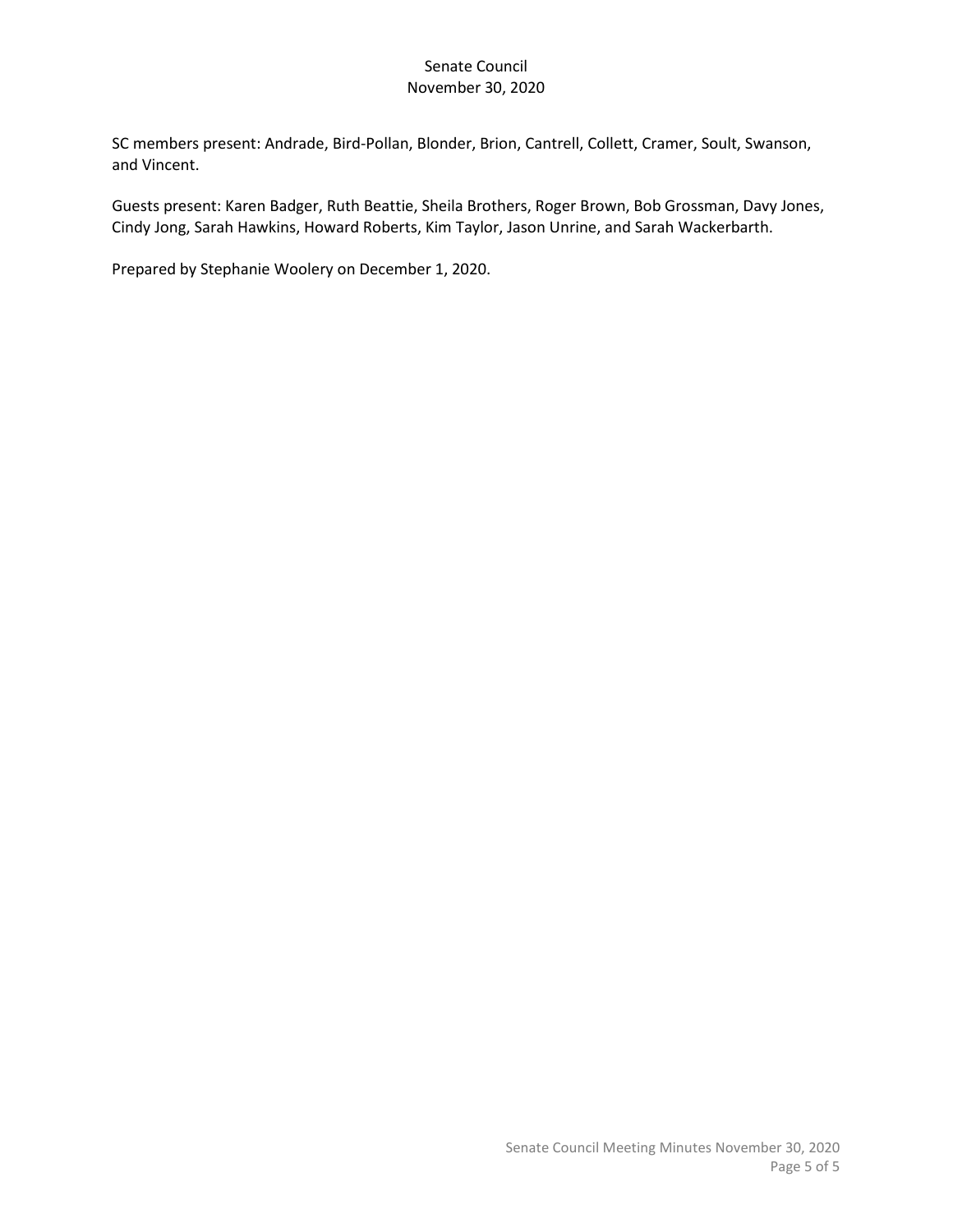SC members present: Andrade, Bird-Pollan, Blonder, Brion, Cantrell, Collett, Cramer, Soult, Swanson, and Vincent.

Guests present: Karen Badger, Ruth Beattie, Sheila Brothers, Roger Brown, Bob Grossman, Davy Jones, Cindy Jong, Sarah Hawkins, Howard Roberts, Kim Taylor, Jason Unrine, and Sarah Wackerbarth.

Prepared by Stephanie Woolery on December 1, 2020.